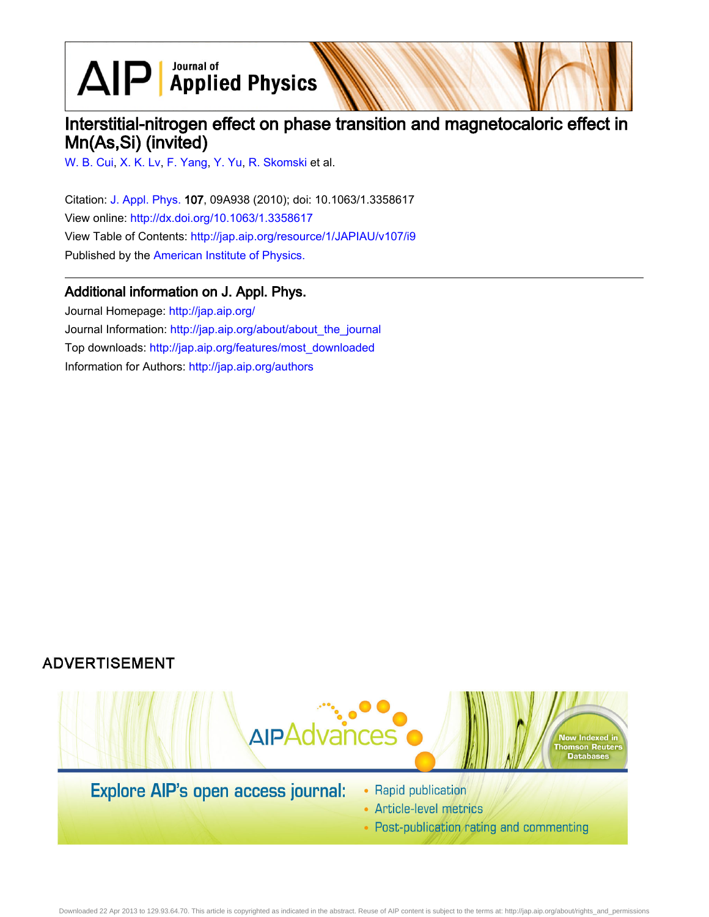# Interstitial-nitrogen effect on phase transition and magnetocaloric effect in Mn(As,Si) (invited)

W. B. Cui, X. K. Lv, F. Yang, Y. Yu, R. Skomski et al.

Citation: J. Appl. Phys. **107**, 09A938 (2010); doi: 10.1063/1.3358617

View online: http://dx.doi.org/10.1063/1.3358617

View Table of Contents: http://jap.aip.org/resource/1/JAPIAU/v107/i9

Published by the American Institute of Physics.

## Additional information on J. Appl. Phys.

Journal Homepage: http://jap.aip.org/

Journal Information: http://jap.aip.org/about/about_the_journal

Top downloads: http://jap.aip.org/features/most_downloaded

Information for Authors: http://jap.aip.org/authors

ADVERTISEMENT

AIPAdvances

Now Indexed in Thomson Reuters Databases

Explore AIP's open access journal:

- Rapid publication
- Article-level metrics
- Post-publication rating and commenting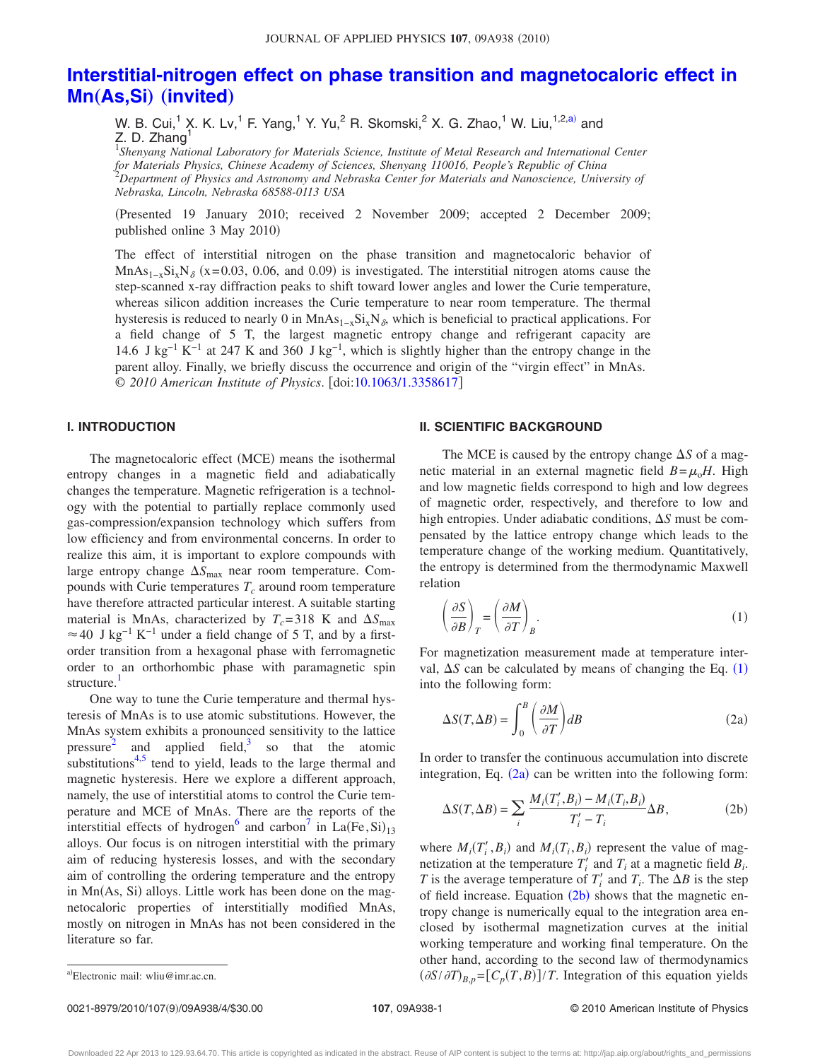# Interstitial-nitrogen effect on phase transition and magnetocaloric effect in Mn(As,Si) (invited)

W. B. Cui,[1] X. K. Lv,[1] F. Yang,[1] Y. Yu,[2] R. Skomski,[2] X. G. Zhao,[1] W. Liu,[1,2,a] and Z. D. Zhang[1]

[1]*Shenyang National Laboratory for Materials Science, Institute of Metal Research and International Center for Materials Physics, Chinese Academy of Sciences, Shenyang 110016, People's Republic of China*
[2]*Department of Physics and Astronomy and Nebraska Center for Materials and Nanoscience, University of Nebraska, Lincoln, Nebraska 68588-0113 USA*

(Presented 19 January 2010; received 2 November 2009; accepted 2 December 2009; published online 3 May 2010)

The effect of interstitial nitrogen on the phase transition and magnetocaloric behavior of $MnAs_{1-x}Si_xN_\delta$ (x=0.03, 0.06, and 0.09) is investigated. The interstitial nitrogen atoms cause the step-scanned x-ray diffraction peaks to shift toward lower angles and lower the Curie temperature, whereas silicon addition increases the Curie temperature to near room temperature. The thermal hysteresis is reduced to nearly 0 in $MnAs_{1-x}Si_xN_\delta$, which is beneficial to practical applications. For a field change of 5 T, the largest magnetic entropy change and refrigerant capacity are 14.6 J kg$^{-1}$ K$^{-1}$ at 247 K and 360 J kg$^{-1}$, which is slightly higher than the entropy change in the parent alloy. Finally, we briefly discuss the occurrence and origin of the "virgin effect" in MnAs. © *2010 American Institute of Physics*. [doi:10.1063/1.3358617]

## I. INTRODUCTION

The magnetocaloric effect (MCE) means the isothermal entropy changes in a magnetic field and adiabatically changes the temperature. Magnetic refrigeration is a technology with the potential to partially replace commonly used gas-compression/expansion technology which suffers from low efficiency and from environmental concerns. In order to realize this aim, it is important to explore compounds with large entropy change $\Delta S_{max}$ near room temperature. Compounds with Curie temperatures $T_c$ around room temperature have therefore attracted particular interest. A suitable starting material is MnAs, characterized by $T_c$=318 K and $\Delta S_{max} \approx 40$ J kg$^{-1}$ K$^{-1}$ under a field change of 5 T, and by a first-order transition from a hexagonal phase with ferromagnetic order to an orthorhombic phase with paramagnetic spin structure.[1]

One way to tune the Curie temperature and thermal hysteresis of MnAs is to use atomic substitutions. However, the MnAs system exhibits a pronounced sensitivity to the lattice pressure[2] and applied field,[3] so that the atomic substitutions[4,5] tend to yield, leads to the large thermal and magnetic hysteresis. Here we explore a different approach, namely, the use of interstitial atoms to control the Curie temperature and MCE of MnAs. There are the reports of the interstitial effects of hydrogen[6] and carbon[7] in La(Fe,Si)$_{13}$ alloys. Our focus is on nitrogen interstitial with the primary aim of reducing hysteresis losses, and with the secondary aim of controlling the ordering temperature and the entropy in Mn(As, Si) alloys. Little work has been done on the magnetocaloric properties of interstitially modified MnAs, mostly on nitrogen in MnAs has not been considered in the literature so far.

## II. SCIENTIFIC BACKGROUND

The MCE is caused by the entropy change $\Delta S$ of a magnetic material in an external magnetic field $B=\mu_o H$. High and low magnetic fields correspond to high and low degrees of magnetic order, respectively, and therefore to low and high entropies. Under adiabatic conditions, $\Delta S$ must be compensated by the lattice entropy change which leads to the temperature change of the working medium. Quantitatively, the entropy is determined from the thermodynamic Maxwell relation

$$\left(\frac{\partial S}{\partial B}\right)_T = \left(\frac{\partial M}{\partial T}\right)_B. \tag{1}$$

For magnetization measurement made at temperature interval, $\Delta S$ can be calculated by means of changing the Eq. (1) into the following form:

$$\Delta S(T,\Delta B) = \int_0^B \left(\frac{\partial M}{\partial T}\right) dB \tag{2a}$$

In order to transfer the continuous accumulation into discrete integration, Eq. (2a) can be written into the following form:

$$\Delta S(T,\Delta B) = \sum_i \frac{M_i(T_i',B_i) - M_i(T_i,B_i)}{T_i' - T_i}\Delta B, \tag{2b}$$

where $M_i(T_i',B_i)$ and $M_i(T_i,B_i)$ represent the value of magnetization at the temperature $T_i'$ and $T_i$ at a magnetic field $B_i$. $T$ is the average temperature of $T_i'$ and $T_i$. The $\Delta B$ is the step of field increase. Equation (2b) shows that the magnetic entropy change is numerically equal to the integration area enclosed by isothermal magnetization curves at the initial working temperature and working final temperature. On the other hand, according to the second law of thermodynamics $(\partial S/\partial T)_{B,p}=[C_p(T,B)]/T$. Integration of this equation yields

[a]Electronic mail: wliu@imr.ac.cn.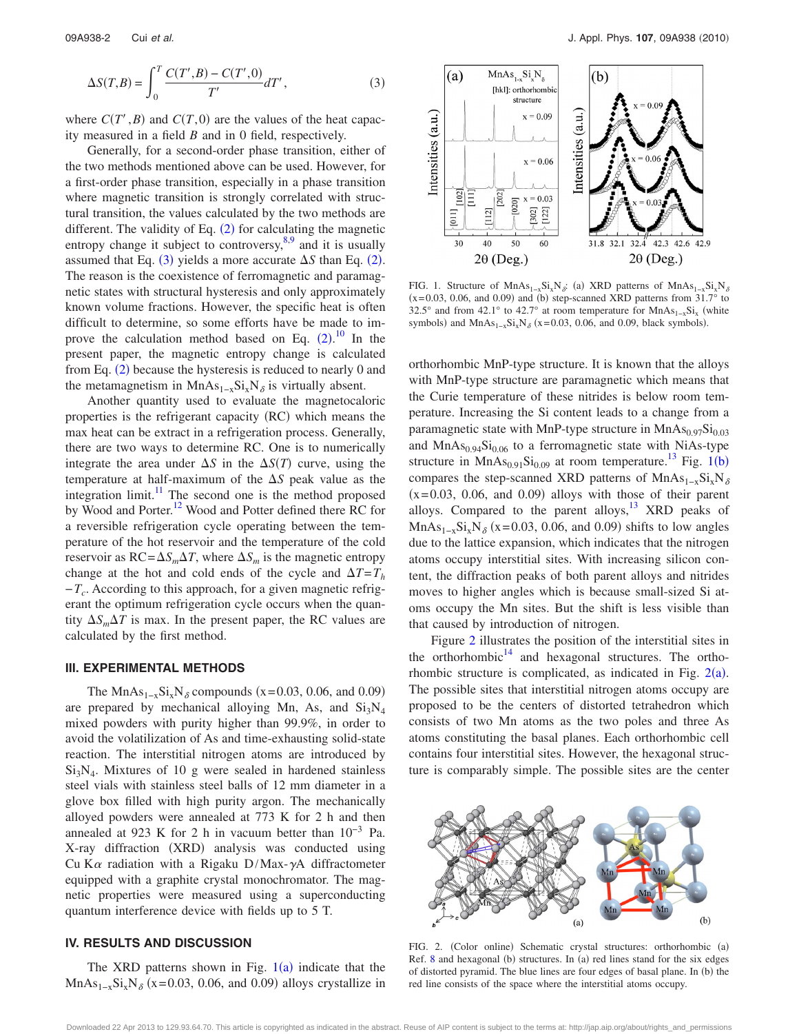$$\Delta S(T,B) = \int_0^T \frac{C(T',B) - C(T',0)}{T'} dT', \tag{3}$$

where $C(T',B)$ and $C(T,0)$ are the values of the heat capacity measured in a field $B$ and in 0 field, respectively.

Generally, for a second-order phase transition, either of the two methods mentioned above can be used. However, for a first-order phase transition, especially in a phase transition where magnetic transition is strongly correlated with structural transition, the values calculated by the two methods are different. The validity of Eq. (2) for calculating the magnetic entropy change it subject to controversy,[8,9] and it is usually assumed that Eq. (3) yields a more accurate $\Delta S$ than Eq. (2). The reason is the coexistence of ferromagnetic and paramagnetic states with structural hysteresis and only approximately known volume fractions. However, the specific heat is often difficult to determine, so some efforts have be made to improve the calculation method based on Eq. (2).[10] In the present paper, the magnetic entropy change is calculated from Eq. (2) because the hysteresis is reduced to nearly 0 and the metamagnetism in $MnAs_{1-x}Si_xN_\delta$ is virtually absent.

Another quantity used to evaluate the magnetocaloric properties is the refrigerant capacity (RC) which means the max heat can be extract in a refrigeration process. Generally, there are two ways to determine RC. One is to numerically integrate the area under $\Delta S$ in the $\Delta S(T)$ curve, using the temperature at half-maximum of the $\Delta S$ peak value as the integration limit.[11] The second one is the method proposed by Wood and Porter.[12] Wood and Potter defined there RC for a reversible refrigeration cycle operating between the temperature of the hot reservoir and the temperature of the cold reservoir as $\mathrm{RC} = \Delta S_m \Delta T$, where $\Delta S_m$ is the magnetic entropy change at the hot and cold ends of the cycle and $\Delta T = T_h - T_c$. According to this approach, for a given magnetic refrigerant the optimum refrigeration cycle occurs when the quantity $\Delta S_m \Delta T$ is max. In the present paper, the RC values are calculated by the first method.

## III. EXPERIMENTAL METHODS

The $MnAs_{1-x}Si_xN_\delta$ compounds ($x=0.03$, 0.06, and 0.09) are prepared by mechanical alloying Mn, As, and $Si_3N_4$ mixed powders with purity higher than 99.9%, in order to avoid the volatilization of As and time-exhausting solid-state reaction. The interstitial nitrogen atoms are introduced by $Si_3N_4$. Mixtures of 10 g were sealed in hardened stainless steel vials with stainless steel balls of 12 mm diameter in a glove box filled with high purity argon. The mechanically alloyed powders were annealed at 773 K for 2 h and then annealed at 923 K for 2 h in vacuum better than $10^{-3}$ Pa. X-ray diffraction (XRD) analysis was conducted using Cu $K\alpha$ radiation with a Rigaku D/Max-$\gamma$A diffractometer equipped with a graphite crystal monochromator. The magnetic properties were measured using a superconducting quantum interference device with fields up to 5 T.

## IV. RESULTS AND DISCUSSION

The XRD patterns shown in Fig. 1(a) indicate that the $MnAs_{1-x}Si_xN_\delta$ ($x=0.03$, 0.06, and 0.09) alloys crystallize in orthorhombic MnP-type structure. It is known that the alloys with MnP-type structure are paramagnetic which means that the Curie temperature of these nitrides is below room temperature. Increasing the Si content leads to a change from a paramagnetic state with MnP-type structure in $MnAs_{0.97}Si_{0.03}$ and $MnAs_{0.94}Si_{0.06}$ to a ferromagnetic state with NiAs-type structure in $MnAs_{0.91}Si_{0.09}$ at room temperature.[13] Fig. 1(b) compares the step-scanned XRD patterns of $MnAs_{1-x}Si_xN_\delta$ ($x=0.03$, 0.06, and 0.09) alloys with those of their parent alloys. Compared to the parent alloys,[13] XRD peaks of $MnAs_{1-x}Si_xN_\delta$ ($x=0.03$, 0.06, and 0.09) shifts to low angles due to the lattice expansion, which indicates that the nitrogen atoms occupy interstitial sites. With increasing silicon content, the diffraction peaks of both parent alloys and nitrides moves to higher angles which is because small-sized Si atoms occupy the Mn sites. But the shift is less visible than that caused by introduction of nitrogen.

(a) $MnAs_{1-x}Si_xN_\delta$
[hkl]: orthorhombic structure
x = 0.09
x = 0.06
x = 0.03
[011] [102] [111] [112] [202] [020] [302] [122]
Intensities (a.u.)
30 40 50 60
2θ (Deg.)

(b)
x = 0.09
x = 0.06
x = 0.03
Intensities (a.u.)
31.8 32.1 32.4 42.3 42.6 42.9
2θ (Deg.)

FIG. 1. Structure of $MnAs_{1-x}Si_xN_\delta$: (a) XRD patterns of $MnAs_{1-x}Si_xN_\delta$ ($x=0.03$, 0.06, and 0.09) and (b) step-scanned XRD patterns from 31.7° to 32.5° and from 42.1° to 42.7° at room temperature for $MnAs_{1-x}Si_x$ (white symbols) and $MnAs_{1-x}Si_xN_\delta$ ($x=0.03$, 0.06, and 0.09, black symbols).

Figure 2 illustrates the position of the interstitial sites in the orthorhombic[14] and hexagonal structures. The orthorhombic structure is complicated, as indicated in Fig. 2(a). The possible sites that interstitial nitrogen atoms occupy are proposed to be the centers of distorted tetrahedron which consists of two Mn atoms as the two poles and three As atoms constituting the basal planes. Each orthorhombic cell contains four interstitial sites. However, the hexagonal structure is comparably simple. The possible sites are the center

FIG. 2. (Color online) Schematic crystal structures: orthorhombic (a) Ref. 8 and hexagonal (b) structures. In (a) red lines stand for the six edges of distorted pyramid. The blue lines are four edges of basal plane. In (b) the red line consists of the space where the interstitial atoms occupy.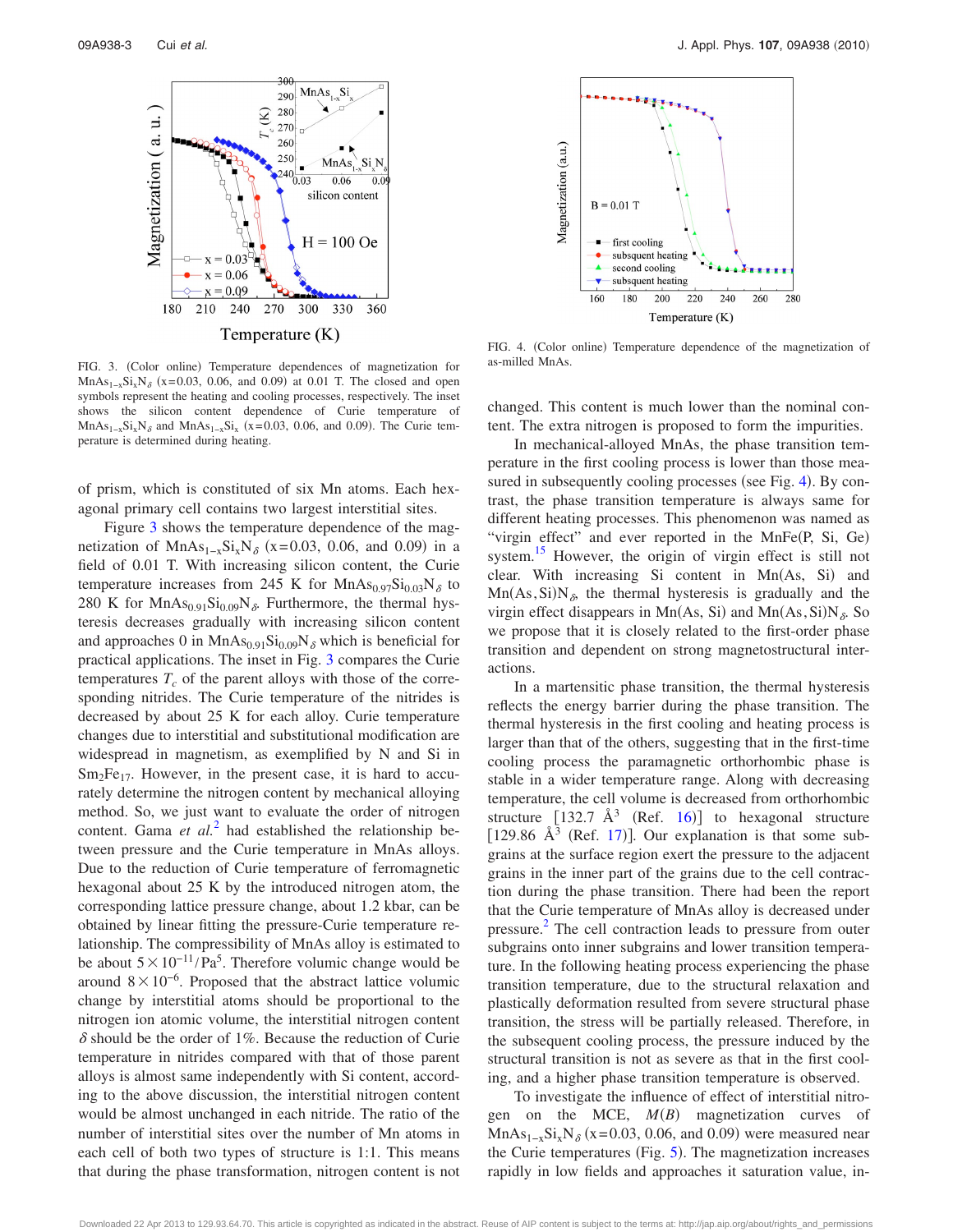Magnetization ( a. u. )

Temperature (K)

180 210 240 270 300 330 360

H = 100 Oe

x = 0.03
x = 0.06
x = 0.09

$T_c$ (K)

300 290 280 270 260 250 240

0.03 0.06 0.09

silicon content

$MnAs_{1-x}Si_x$

$MnAs_{1-x}Si_xN_\delta$

FIG. 3. (Color online) Temperature dependences of magnetization for $MnAs_{1-x}Si_xN_\delta$ (x=0.03, 0.06, and 0.09) at 0.01 T. The closed and open symbols represent the heating and cooling processes, respectively. The inset shows the silicon content dependence of Curie temperature of $MnAs_{1-x}Si_xN_\delta$ and $MnAs_{1-x}Si_x$ (x=0.03, 0.06, and 0.09). The Curie temperature is determined during heating.

Magnetization (a.u.)

Temperature (K)

160 180 200 220 240 260 280

B = 0.01 T

first cooling
subsequent heating
second cooling
subsequent heating

FIG. 4. (Color online) Temperature dependence of the magnetization of as-milled MnAs.

of prism, which is constituted of six Mn atoms. Each hexagonal primary cell contains two largest interstitial sites.

Figure 3 shows the temperature dependence of the magnetization of $MnAs_{1-x}Si_xN_\delta$ (x=0.03, 0.06, and 0.09) in a field of 0.01 T. With increasing silicon content, the Curie temperature increases from 245 K for $MnAs_{0.97}Si_{0.03}N_\delta$ to 280 K for $MnAs_{0.91}Si_{0.09}N_\delta$. Furthermore, the thermal hysteresis decreases gradually with increasing silicon content and approaches 0 in $MnAs_{0.91}Si_{0.09}N_\delta$ which is beneficial for practical applications. The inset in Fig. 3 compares the Curie temperatures $T_c$ of the parent alloys with those of the corresponding nitrides. The Curie temperature of the nitrides is decreased by about 25 K for each alloy. Curie temperature changes due to interstitial and substitutional modification are widespread in magnetism, as exemplified by N and Si in $Sm_2Fe_{17}$. However, in the present case, it is hard to accurately determine the nitrogen content by mechanical alloying method. So, we just want to evaluate the order of nitrogen content. Gama *et al.*[2] had established the relationship between pressure and the Curie temperature in MnAs alloys. Due to the reduction of Curie temperature of ferromagnetic hexagonal about 25 K by the introduced nitrogen atom, the corresponding lattice pressure change, about 1.2 kbar, can be obtained by linear fitting the pressure-Curie temperature relationship. The compressibility of MnAs alloy is estimated to be about $5\times10^{-11}/Pa^5$. Therefore volumic change would be around $8\times10^{-6}$. Proposed that the abstract lattice volumic change by interstitial atoms should be proportional to the nitrogen ion atomic volume, the interstitial nitrogen content $\delta$ should be the order of 1%. Because the reduction of Curie temperature in nitrides compared with that of those parent alloys is almost same independently with Si content, according to the above discussion, the interstitial nitrogen content would be almost unchanged in each nitride. The ratio of the number of interstitial sites over the number of Mn atoms in each cell of both two types of structure is 1:1. This means that during the phase transformation, nitrogen content is not changed. This content is much lower than the nominal content. The extra nitrogen is proposed to form the impurities.

In mechanical-alloyed MnAs, the phase transition temperature in the first cooling process is lower than those measured in subsequently cooling processes (see Fig. 4). By contrast, the phase transition temperature is always same for different heating processes. This phenomenon was named as "virgin effect" and ever reported in the MnFe(P, Si, Ge) system.[15] However, the origin of virgin effect is still not clear. With increasing Si content in Mn(As, Si) and $Mn(As,Si)N_\delta$, the thermal hysteresis is gradually and the virgin effect disappears in Mn(As, Si) and $Mn(As,Si)N_\delta$. So we propose that it is closely related to the first-order phase transition and dependent on strong magnetostructural interactions.

In a martensitic phase transition, the thermal hysteresis reflects the energy barrier during the phase transition. The thermal hysteresis in the first cooling and heating process is larger than that of the others, suggesting that in the first-time cooling process the paramagnetic orthorhombic phase is stable in a wider temperature range. Along with decreasing temperature, the cell volume is decreased from orthorhombic structure [132.7 $Å^3$ (Ref. 16)] to hexagonal structure [129.86 $Å^3$ (Ref. 17)]. Our explanation is that some subgrains at the surface region exert the pressure to the adjacent grains in the inner part of the grains due to the cell contraction during the phase transition. There had been the report that the Curie temperature of MnAs alloy is decreased under pressure.[2] The cell contraction leads to pressure from outer subgrains onto inner subgrains and lower transition temperature. In the following heating process experiencing the phase transition temperature, due to the structural relaxation and plastically deformation resulted from severe structural phase transition, the stress will be partially released. Therefore, in the subsequent cooling process, the pressure induced by the structural transition is not as severe as that in the first cooling, and a higher phase transition temperature is observed.

To investigate the influence of effect of interstitial nitrogen on the MCE, $M(B)$ magnetization curves of $MnAs_{1-x}Si_xN_\delta$ (x=0.03, 0.06, and 0.09) were measured near the Curie temperatures (Fig. 5). The magnetization increases rapidly in low fields and approaches it saturation value, in-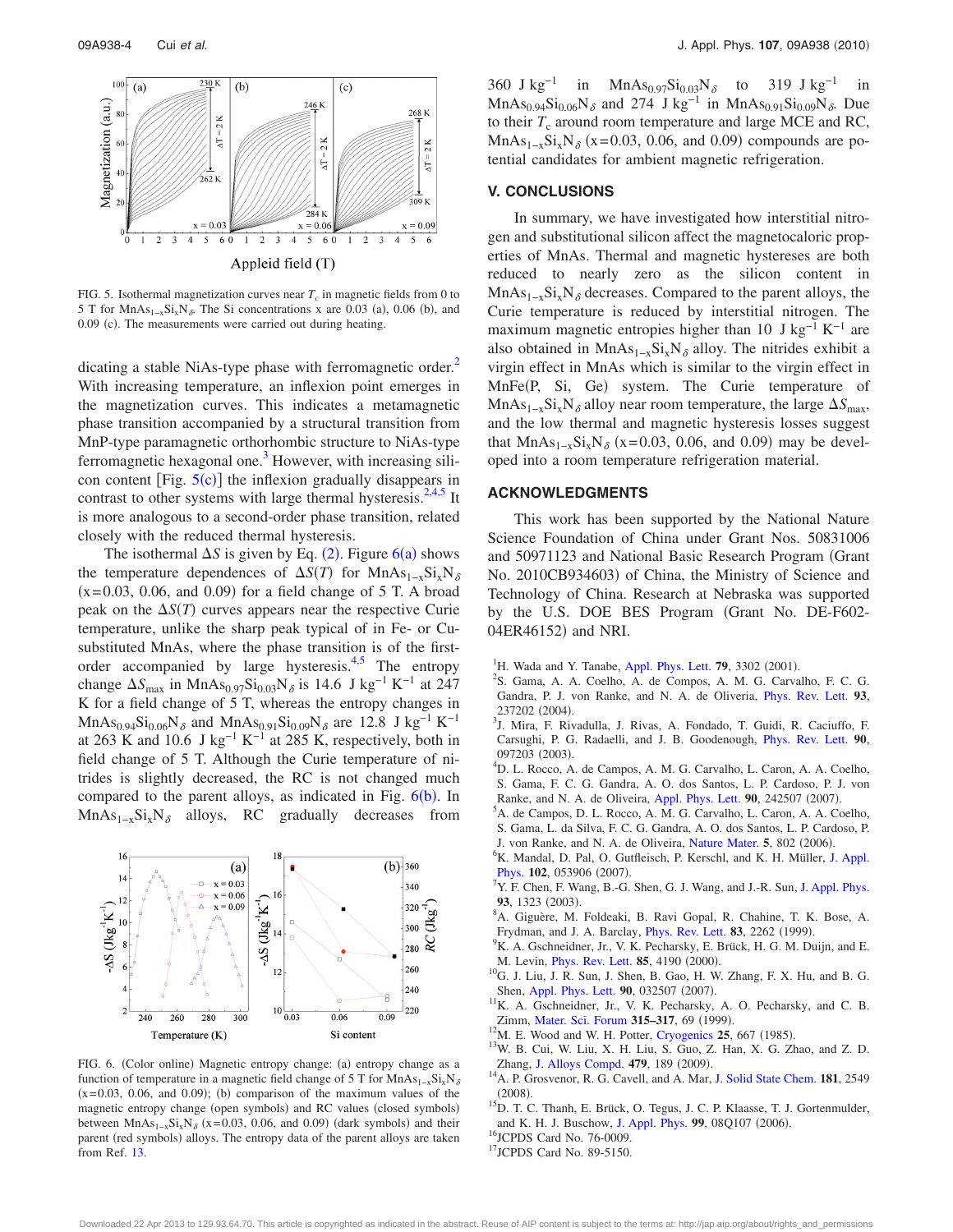(a)
230 K
262 K
$\Delta T = 2$ K
$x = 0.03$
(b)
246 K
284 K
$\Delta T = 2$ K
$x = 0.06$
(c)
268 K
309 K
$\Delta T = 2$ K
$x = 0.09$
Magnetization (a.u.)
0 20 40 60 80 100
0 1 2 3 4 5 6 0 1 2 3 4 5 6 0 1 2 3 4 5 6
Appleid field (T)

FIG. 5. Isothermal magnetization curves near $T_c$ in magnetic fields from 0 to 5 T for $MnAs_{1-x}Si_xN_\delta$. The Si concentrations x are 0.03 (a), 0.06 (b), and 0.09 (c). The measurements were carried out during heating.

dicating a stable NiAs-type phase with ferromagnetic order.[2] With increasing temperature, an inflexion point emerges in the magnetization curves. This indicates a metamagnetic phase transition accompanied by a structural transition from MnP-type paramagnetic orthorhombic structure to NiAs-type ferromagnetic hexagonal one.[3] However, with increasing silicon content [Fig. 5(c)] the inflexion gradually disappears in contrast to other systems with large thermal hysteresis.[2,4,5] It is more analogous to a second-order phase transition, related closely with the reduced thermal hysteresis.

The isothermal $\Delta S$ is given by Eq. (2). Figure 6(a) shows the temperature dependences of $\Delta S(T)$ for $MnAs_{1-x}Si_xN_\delta$ ($x=0.03$, 0.06, and 0.09) for a field change of 5 T. A broad peak on the $\Delta S(T)$ curves appears near the respective Curie temperature, unlike the sharp peak typical of in Fe- or Cu-substituted MnAs, where the phase transition is of the first-order accompanied by large hysteresis.[4,5] The entropy change $\Delta S_{max}$ in $MnAs_{0.97}Si_{0.03}N_\delta$ is 14.6 J kg$^{-1}$ K$^{-1}$ at 247 K for a field change of 5 T, whereas the entropy changes in $MnAs_{0.94}Si_{0.06}N_\delta$ and $MnAs_{0.91}Si_{0.09}N_\delta$ are 12.8 J kg$^{-1}$ K$^{-1}$ at 263 K and 10.6 J kg$^{-1}$ K$^{-1}$ at 285 K, respectively, both in field change of 5 T. Although the Curie temperature of nitrides is slightly decreased, the RC is not changed much compared to the parent alloys, as indicated in Fig. 6(b). In $MnAs_{1-x}Si_xN_\delta$ alloys, RC gradually decreases from 360 J kg$^{-1}$ in $MnAs_{0.97}Si_{0.03}N_\delta$ to 319 J kg$^{-1}$ in $MnAs_{0.94}Si_{0.06}N_\delta$ and 274 J kg$^{-1}$ in $MnAs_{0.91}Si_{0.09}N_\delta$. Due to their $T_c$ around room temperature and large MCE and RC, $MnAs_{1-x}Si_xN_\delta$ ($x=0.03$, 0.06, and 0.09) compounds are potential candidates for ambient magnetic refrigeration.

(a)
x = 0.03
x = 0.06
x = 0.09
-ΔS (Jkg$^{-1}$K$^{-1}$)
2 4 6 8 10 12 14 16
240 260 280 300
Temperature (K)
(b)
-ΔS (Jkg$^{-1}$K$^{-1}$)
10 12 14 16 18
0.03 0.06 0.09
Si content
RC (Jkg$^{-1}$)
220 240 260 280 300 320 340 360

FIG. 6. (Color online) Magnetic entropy change: (a) entropy change as a function of temperature in a magnetic field change of 5 T for $MnAs_{1-x}Si_xN_\delta$ ($x=0.03$, 0.06, and 0.09); (b) comparison of the maximum values of the magnetic entropy change (open symbols) and RC values (closed symbols) between $MnAs_{1-x}Si_xN_\delta$ ($x=0.03$, 0.06, and 0.09) (dark symbols) and their parent (red symbols) alloys. The entropy data of the parent alloys are taken from Ref. 13.

## V. CONCLUSIONS

In summary, we have investigated how interstitial nitrogen and substitutional silicon affect the magnetocaloric properties of MnAs. Thermal and magnetic hystereses are both reduced to nearly zero as the silicon content in $MnAs_{1-x}Si_xN_\delta$ decreases. Compared to the parent alloys, the Curie temperature is reduced by interstitial nitrogen. The maximum magnetic entropies higher than 10 J kg$^{-1}$ K$^{-1}$ are also obtained in $MnAs_{1-x}Si_xN_\delta$ alloy. The nitrides exhibit a virgin effect in MnAs which is similar to the virgin effect in MnFe(P, Si, Ge) system. The Curie temperature of $MnAs_{1-x}Si_xN_\delta$ alloy near room temperature, the large $\Delta S_{max}$, and the low thermal and magnetic hysteresis losses suggest that $MnAs_{1-x}Si_xN_\delta$ ($x=0.03$, 0.06, and 0.09) may be developed into a room temperature refrigeration material.

## ACKNOWLEDGMENTS

This work has been supported by the National Nature Science Foundation of China under Grant Nos. 50831006 and 50971123 and National Basic Research Program (Grant No. 2010CB934603) of China, the Ministry of Science and Technology of China. Research at Nebraska was supported by the U.S. DOE BES Program (Grant No. DE-F602-04ER46152) and NRI.

[1] H. Wada and Y. Tanabe, Appl. Phys. Lett. **79**, 3302 (2001).
[2] S. Gama, A. A. Coelho, A. de Compos, A. M. G. Carvalho, F. C. G. Gandra, P. J. von Ranke, and N. A. de Oliveria, Phys. Rev. Lett. **93**, 237202 (2004).
[3] J. Mira, F. Rivadulla, J. Rivas, A. Fondado, T. Guidi, R. Caciuffo, F. Carsughi, P. G. Radaelli, and J. B. Goodenough, Phys. Rev. Lett. **90**, 097203 (2003).
[4] D. L. Rocco, A. de Campos, A. M. G. Carvalho, L. Caron, A. A. Coelho, S. Gama, F. C. G. Gandra, A. O. dos Santos, L. P. Cardoso, P. J. von Ranke, and N. A. de Oliveira, Appl. Phys. Lett. **90**, 242507 (2007).
[5] A. de Campos, D. L. Rocco, A. M. G. Carvalho, L. Caron, A. A. Coelho, S. Gama, L. da Silva, F. C. G. Gandra, A. O. dos Santos, L. P. Cardoso, P. J. von Ranke, and N. A. de Oliveira, Nature Mater. **5**, 802 (2006).
[6] K. Mandal, D. Pal, O. Gutfleisch, P. Kerschl, and K. H. Müller, J. Appl. Phys. **102**, 053906 (2007).
[7] Y. F. Chen, F. Wang, B.-G. Shen, G. J. Wang, and J.-R. Sun, J. Appl. Phys. **93**, 1323 (2003).
[8] A. Giguère, M. Foldeaki, B. Ravi Gopal, R. Chahine, T. K. Bose, A. Frydman, and J. A. Barclay, Phys. Rev. Lett. **83**, 2262 (1999).
[9] K. A. Gschneidner, Jr., V. K. Pecharsky, E. Brück, H. G. M. Duijn, and E. M. Levin, Phys. Rev. Lett. **85**, 4190 (2000).
[10] G. J. Liu, J. R. Sun, J. Shen, B. Gao, H. W. Zhang, F. X. Hu, and B. G. Shen, Appl. Phys. Lett. **90**, 032507 (2007).
[11] K. A. Gschneidner, Jr., V. K. Pecharsky, A. O. Pecharsky, and C. B. Zimm, Mater. Sci. Forum **315–317**, 69 (1999).
[12] M. E. Wood and W. H. Potter, Cryogenics **25**, 667 (1985).
[13] W. B. Cui, W. Liu, X. H. Liu, S. Guo, Z. Han, X. G. Zhao, and Z. D. Zhang, J. Alloys Compd. **479**, 189 (2009).
[14] A. P. Grosvenor, R. G. Cavell, and A. Mar, J. Solid State Chem. **181**, 2549 (2008).
[15] D. T. C. Thanh, E. Brück, O. Tegus, J. C. P. Klaasse, T. J. Gortenmulder, and K. H. J. Buschow, J. Appl. Phys. **99**, 08Q107 (2006).
[16] JCPDS Card No. 76-0009.
[17] JCPDS Card No. 89-5150.